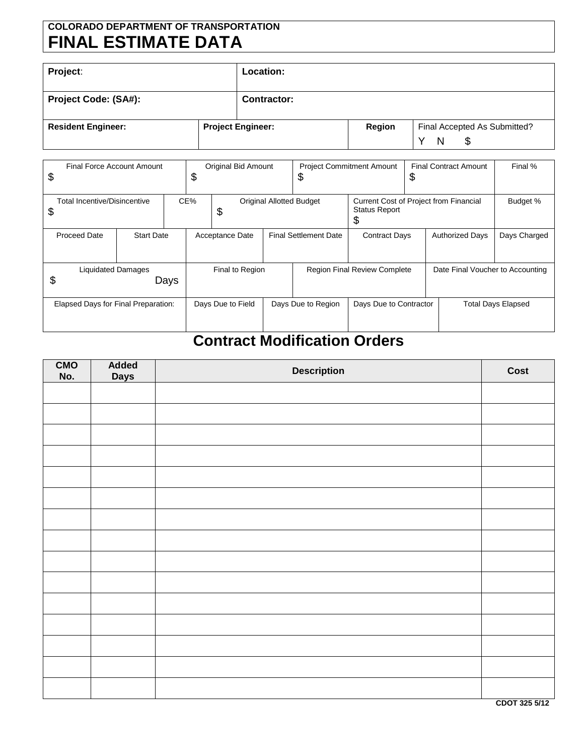**COLORADO DEPARTMENT OF TRANSPORTATION**

# FINAL ESTIMATE DATA

| **Project**: | | **Location:** | |
|---|---|---|---|
| **Project Code: (SA#):** | | **Contractor:** | |
| **Resident Engineer:** | **Project Engineer:** | **Region** | Final Accepted As Submitted? Y N $ |

| Final Force Account Amount | Original Bid Amount | Project Commitment Amount | Final Contract Amount | Final % |
|---|---|---|---|---|
| $ | $ | $ | $ | |

| Total Incentive/Disincentive | CE% | Original Allotted Budget | Current Cost of Project from Financial Status Report | Budget % |
|---|---|---|---|---|
| $ | | $ | $ | |

| Proceed Date | Start Date | Acceptance Date | Final Settlement Date | Contract Days | Authorized Days | Days Charged |
|---|---|---|---|---|---|---|
| | | | | | | |

| Liquidated Damages | Final to Region | Region Final Review Complete | Date Final Voucher to Accounting |
|---|---|---|---|
| $ Days | | | |

| Elapsed Days for Final Preparation: | Days Due to Field | Days Due to Region | Days Due to Contractor | Total Days Elapsed |
|---|---|---|---|---|
| | | | | |

## Contract Modification Orders

| CMO No. | Added Days | Description | Cost |
|---|---|---|---|
| | | | |
| | | | |
| | | | |
| | | | |
| | | | |
| | | | |
| | | | |
| | | | |
| | | | |
| | | | |
| | | | |
| | | | |
| | | | |
| | | | |
| | | | |

CDOT 325 5/12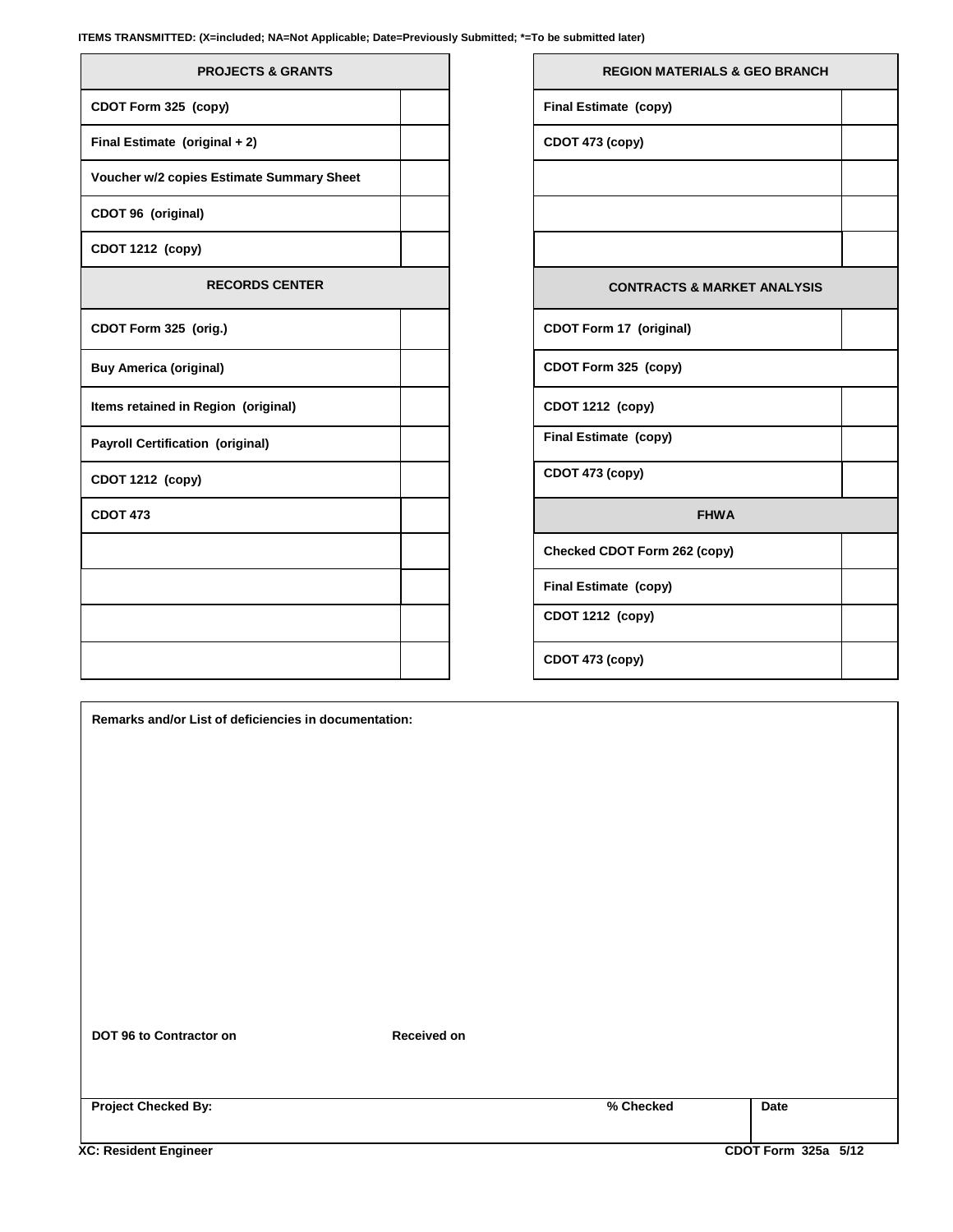**ITEMS TRANSMITTED: (X=included; NA=Not Applicable; Date=Previously Submitted; *=To be submitted later)**

| PROJECTS & GRANTS | |
|---|---|
| CDOT Form 325 (copy) | |
| Final Estimate (original + 2) | |
| Voucher w/2 copies Estimate Summary Sheet | |
| CDOT 96 (original) | |
| CDOT 1212 (copy) | |
| **RECORDS CENTER** | |
| CDOT Form 325 (orig.) | |
| Buy America (original) | |
| Items retained in Region (original) | |
| Payroll Certification (original) | |
| CDOT 1212 (copy) | |
| CDOT 473 | |
| | |
| | |
| | |
| | |

| REGION MATERIALS & GEO BRANCH | |
|---|---|
| Final Estimate (copy) | |
| CDOT 473 (copy) | |
| | |
| | |
| | |
| **CONTRACTS & MARKET ANALYSIS** | |
| CDOT Form 17 (original) | |
| CDOT Form 325 (copy) | |
| CDOT 1212 (copy) | |
| Final Estimate (copy) | |
| CDOT 473 (copy) | |
| **FHWA** | |
| Checked CDOT Form 262 (copy) | |
| Final Estimate (copy) | |
| CDOT 1212 (copy) | |
| CDOT 473 (copy) | |

**Remarks and/or List of deficiencies in documentation:**

**DOT 96 to Contractor on** **Received on**

| Project Checked By: | % Checked | Date |
|---|---|---|
| | | |

**XC: Resident Engineer** **CDOT Form 325a 5/12**